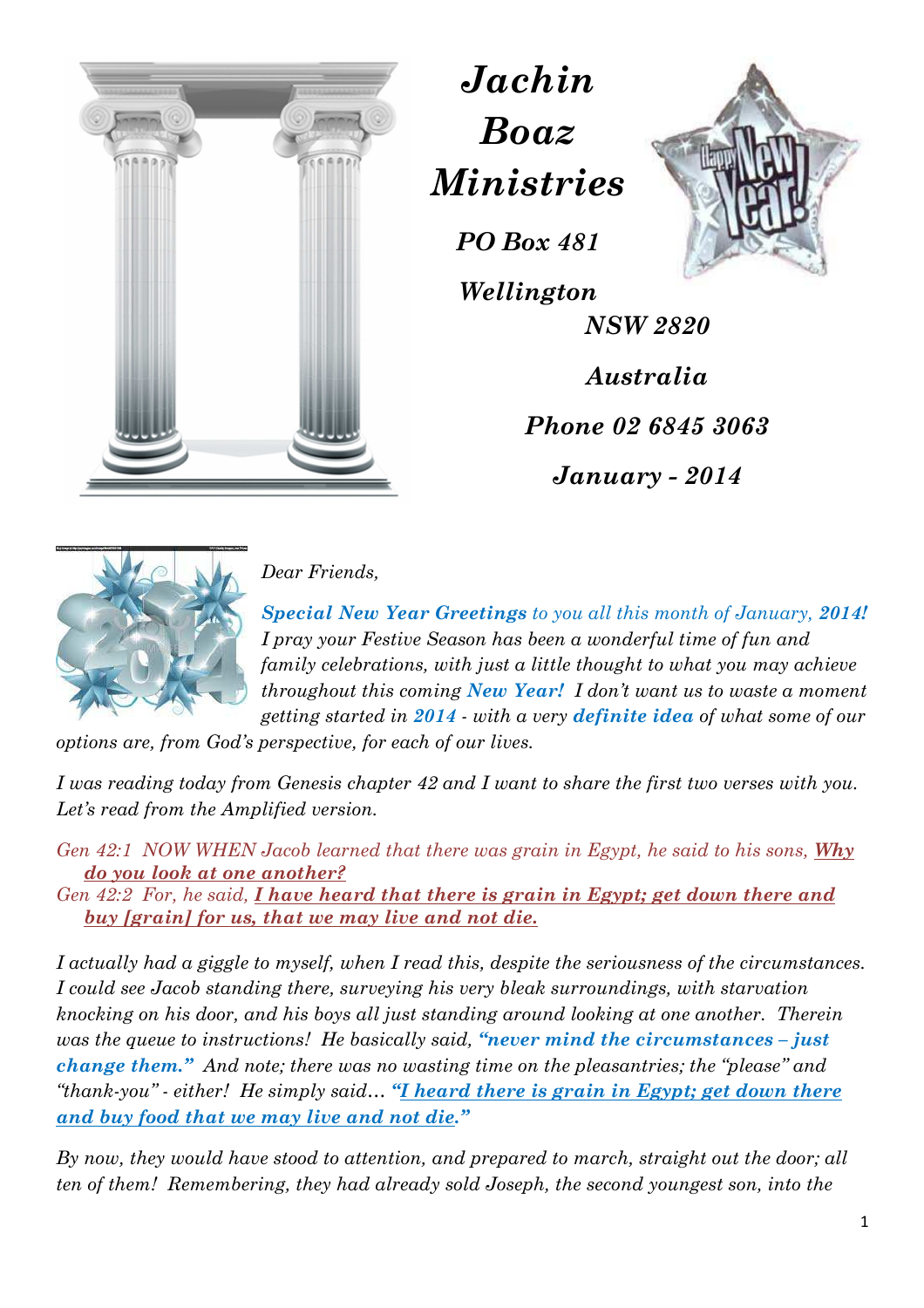# *Jachin Boaz Ministries*

***PO Box 481***

***Wellington***

***NSW 2820***

***Australia***

***Phone 02 6845 3063***

***January - 2014***

*Dear Friends,*

***Special New Year Greetings** to you all this month of January, **2014!** I pray your Festive Season has been a wonderful time of fun and family celebrations, with just a little thought to what you may achieve throughout this coming **New Year!** I don't want us to waste a moment getting started in **2014** - with a very **definite idea** of what some of our options are, from God's perspective, for each of our lives.*

*I was reading today from Genesis chapter 42 and I want to share the first two verses with you. Let's read from the Amplified version.*

*Gen 42:1 NOW WHEN Jacob learned that there was grain in Egypt, he said to his sons, **Why do you look at one another?***
*Gen 42:2 For, he said, **I have heard that there is grain in Egypt; get down there and buy [grain] for us, that we may live and not die.***

*I actually had a giggle to myself, when I read this, despite the seriousness of the circumstances. I could see Jacob standing there, surveying his very bleak surroundings, with starvation knocking on his door, and his boys all just standing around looking at one another. Therein was the queue to instructions! He basically said, **"never mind the circumstances – just change them."** And note; there was no wasting time on the pleasantries; the "please" and "thank-you" - either! He simply said… **"I heard there is grain in Egypt; get down there and buy food that we may live and not die."***

*By now, they would have stood to attention, and prepared to march, straight out the door; all ten of them! Remembering, they had already sold Joseph, the second youngest son, into the*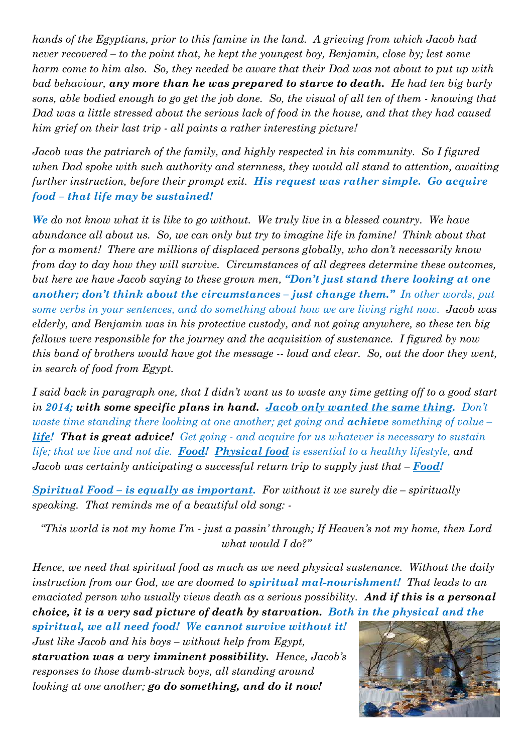*hands of the Egyptians, prior to this famine in the land. A grieving from which Jacob had never recovered – to the point that, he kept the youngest boy, Benjamin, close by; lest some harm come to him also. So, they needed be aware that their Dad was not about to put up with bad behaviour,* ***any more than he was prepared to starve to death.*** *He had ten big burly sons, able bodied enough to go get the job done. So, the visual of all ten of them - knowing that Dad was a little stressed about the serious lack of food in the house, and that they had caused him grief on their last trip - all paints a rather interesting picture!*

*Jacob was the patriarch of the family, and highly respected in his community. So I figured when Dad spoke with such authority and sternness, they would all stand to attention, awaiting further instruction, before their prompt exit.* ***His request was rather simple. Go acquire food – that life may be sustained!***

***We*** *do not know what it is like to go without. We truly live in a blessed country. We have abundance all about us. So, we can only but try to imagine life in famine! Think about that for a moment! There are millions of displaced persons globally, who don't necessarily know from day to day how they will survive. Circumstances of all degrees determine these outcomes, but here we have Jacob saying to these grown men,* ***"Don't just stand there looking at one another; don't think about the circumstances – just change them."*** *In other words, put some verbs in your sentences, and do something about how we are living right now. Jacob was elderly, and Benjamin was in his protective custody, and not going anywhere, so these ten big fellows were responsible for the journey and the acquisition of sustenance. I figured by now this band of brothers would have got the message -- loud and clear. So, out the door they went, in search of food from Egypt.*

*I said back in paragraph one, that I didn't want us to waste any time getting off to a good start in* ***2014;*** ***with some specific plans in hand.*** ***Jacob only wanted the same thing.*** *Don't waste time standing there looking at one another; get going and* ***achieve*** *something of value –* ***life!*** ***That is great advice!*** *Get going - and acquire for us whatever is necessary to sustain life; that we live and not die.* ***Food!*** ***Physical food*** *is essential to a healthy lifestyle, and Jacob was certainly anticipating a successful return trip to supply just that –* ***Food!***

***Spiritual Food – is equally as important.*** *For without it we surely die – spiritually speaking. That reminds me of a beautiful old song: -*

*"This world is not my home I'm - just a passin' through; If Heaven's not my home, then Lord what would I do?"*

*Hence, we need that spiritual food as much as we need physical sustenance. Without the daily instruction from our God, we are doomed to* ***spiritual mal-nourishment!*** *That leads to an emaciated person who usually views death as a serious possibility.* ***And if this is a personal choice, it is a very sad picture of death by starvation.*** ***Both in the physical and the spiritual, we all need food! We cannot survive without it!*** *Just like Jacob and his boys – without help from Egypt,* ***starvation was a very imminent possibility.*** *Hence, Jacob's responses to those dumb-struck boys, all standing around looking at one another;* ***go do something, and do it now!***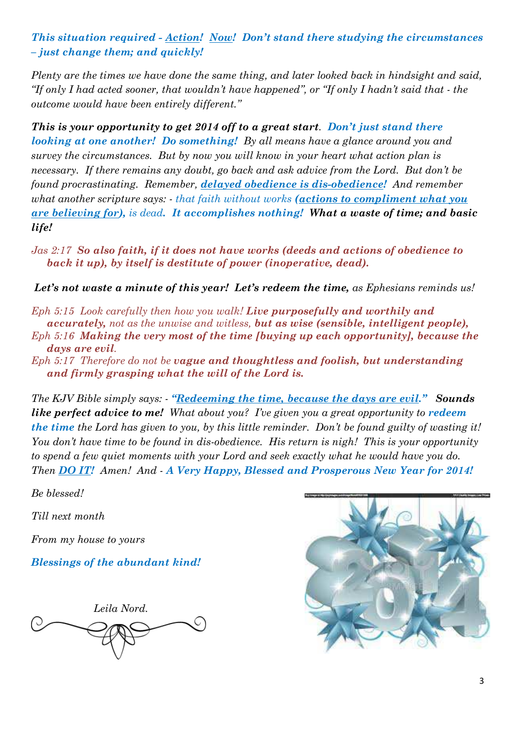***This situation required - Action! Now! Don't stand there studying the circumstances – just change them; and quickly!***

*Plenty are the times we have done the same thing, and later looked back in hindsight and said, "If only I had acted sooner, that wouldn't have happened", or "If only I hadn't said that - the outcome would have been entirely different."*

***This is your opportunity to get 2014 off to a great start. Don't just stand there looking at one another! Do something!*** *By all means have a glance around you and survey the circumstances. But by now you will know in your heart what action plan is necessary. If there remains any doubt, go back and ask advice from the Lord. But don't be found procrastinating. Remember,* ***delayed obedience is dis-obedience!*** *And remember what another scripture says: - that faith without works* ***(actions to compliment what you are believing for),*** *is dead.* ***It accomplishes nothing! What a waste of time; and basic life!***

*Jas 2:17* ***So also faith, if it does not have works (deeds and actions of obedience to back it up), by itself is destitute of power (inoperative, dead).***

***Let's not waste a minute of this year! Let's redeem the time,*** *as Ephesians reminds us!*

*Eph 5:15 Look carefully then how you walk!* ***Live purposefully and worthily and accurately,*** *not as the unwise and witless,* ***but as wise (sensible, intelligent people),***
*Eph 5:16* ***Making the very most of the time [buying up each opportunity], because the days are evil****.*
*Eph 5:17 Therefore do not be* ***vague and thoughtless and foolish, but understanding and firmly grasping what the will of the Lord is.***

*The KJV Bible simply says: -* ***"Redeeming the time, because the days are evil." Sounds like perfect advice to me!*** *What about you? I've given you a great opportunity to* ***redeem the time*** *the Lord has given to you, by this little reminder. Don't be found guilty of wasting it! You don't have time to be found in dis-obedience. His return is nigh! This is your opportunity to spend a few quiet moments with your Lord and seek exactly what he would have you do. Then* ***DO IT!*** *Amen! And -* ***A Very Happy, Blessed and Prosperous New Year for 2014!***

*Be blessed!*

*Till next month*

*From my house to yours*

***Blessings of the abundant kind!***

*Leila Nord.*